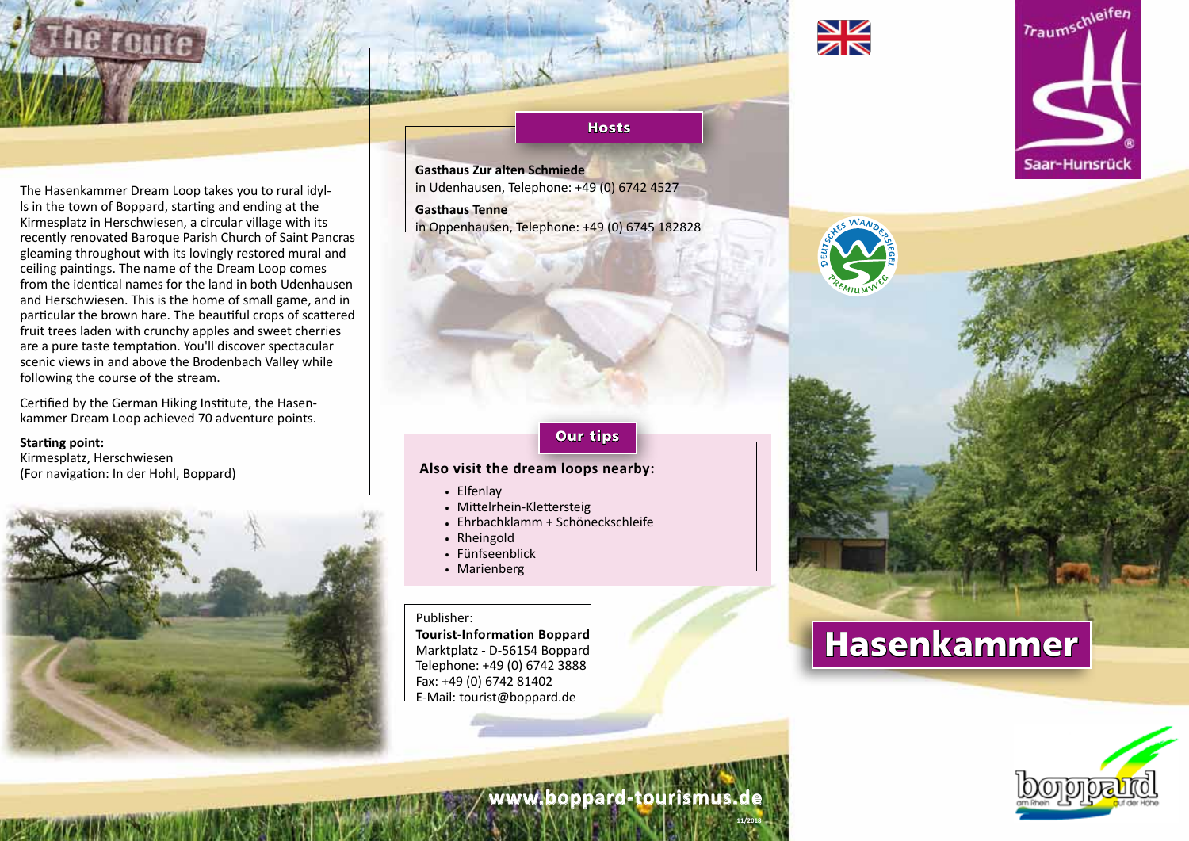# The route

The Hasenkammer Dream Loop takes you to rural idylls in the town of Boppard, starting and ending at the Kirmesplatz in Herschwiesen, a circular village with its recently renovated Baroque Parish Church of Saint Pancras gleaming throughout with its lovingly restored mural and ceiling paintings. The name of the Dream Loop comes from the identical names for the land in both Udenhausen and Herschwiesen. This is the home of small game, and in particular the brown hare. The beautiful crops of scattered fruit trees laden with crunchy apples and sweet cherries are a pure taste temptation. You'll discover spectacular scenic views in and above the Brodenbach Valley while following the course of the stream.

Certified by the German Hiking Institute, the Hasenkammer Dream Loop achieved 70 adventure points.

**Starting point:**
Kirmesplatz, Herschwiesen
(For navigation: In der Hohl, Boppard)

## Hosts

**Gasthaus Zur alten Schmiede**
in Udenhausen, Telephone: +49 (0) 6742 4527

**Gasthaus Tenne**
in Oppenhausen, Telephone: +49 (0) 6745 182828

## Our tips

**Also visit the dream loops nearby:**

- Elfenlay
- Mittelrhein-Klettersteig
- Ehrbachklamm + Schöneckschleife
- Rheingold
- Fünfseenblick
- Marienberg

Publisher:
**Tourist-Information Boppard**
Marktplatz - D-56154 Boppard
Telephone: +49 (0) 6742 3888
Fax: +49 (0) 6742 81402
E-Mail: tourist@boppard.de

www.boppard-tourismus.de

11/2018

Traumschleifen Saar-Hunsrück

Deutsches Wandersiegel Premiumweg

# Hasenkammer

boppard am Rhein auf der Höhe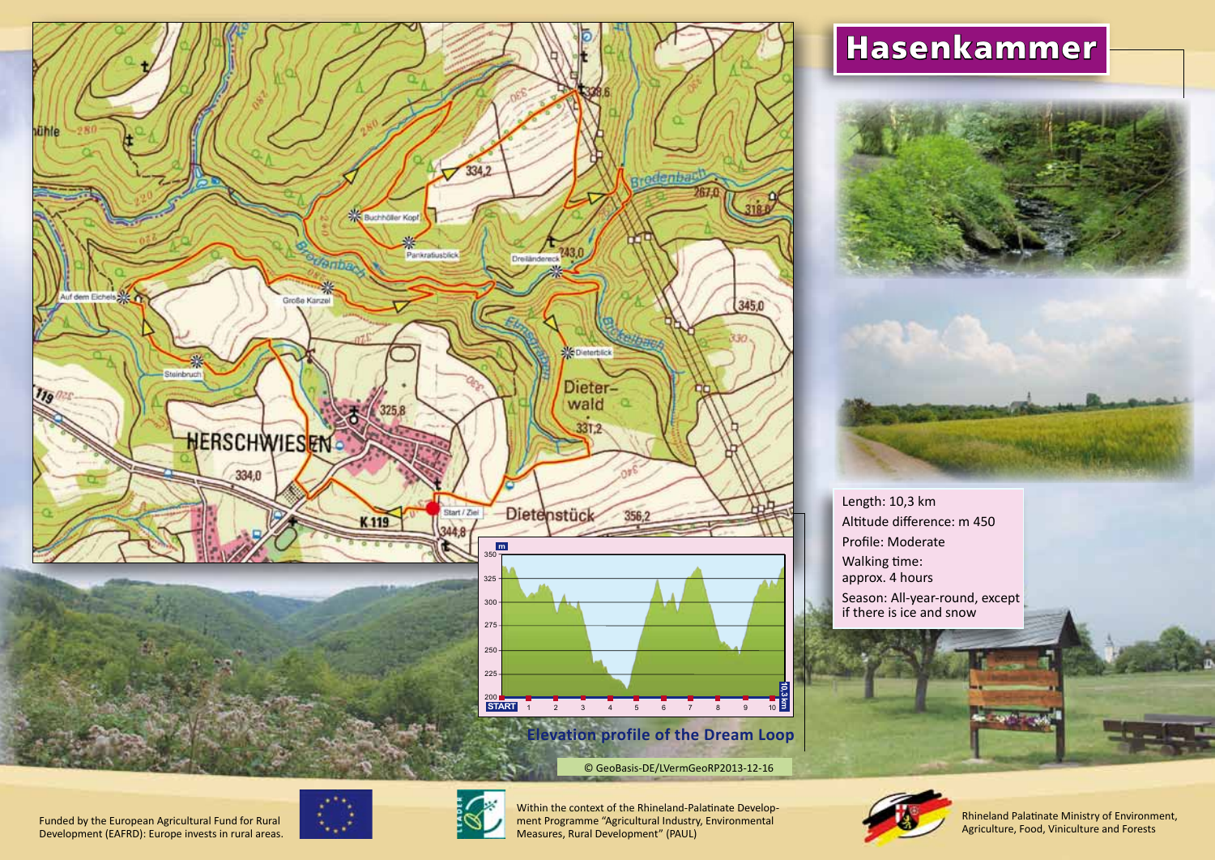# Hasenkammer

Length: 10,3 km

Altitude difference: m 450

Profile: Moderate

Walking time:
approx. 4 hours

Season: All-year-round, except if there is ice and snow

m
350
325
300
275
250
225
200
START 1 2 3 4 5 6 7 8 9 10
10,3 km

Elevation profile of the Dream Loop

© GeoBasis-DE/LVermGeoRP2013-12-16

Funded by the European Agricultural Fund for Rural Development (EAFRD): Europe invests in rural areas.

Within the context of the Rhineland-Palatinate Development Programme "Agricultural Industry, Environmental Measures, Rural Development" (PAUL)

Rhineland Palatinate Ministry of Environment, Agriculture, Food, Viniculture and Forests